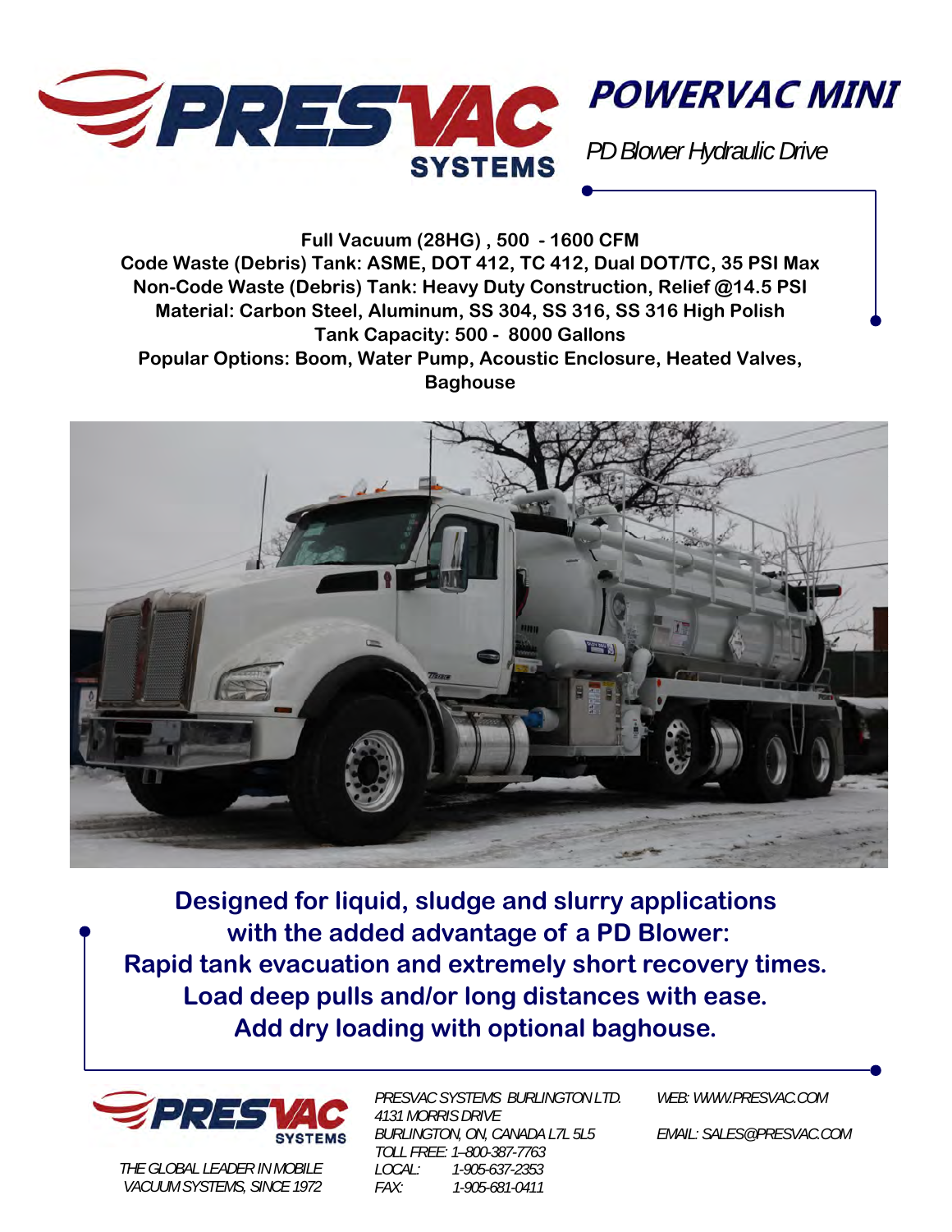# POWERVAC MINI

*PD Blower Hydraulic Drive*

**Full Vacuum (28HG) , 500 - 1600 CFM**
**Code Waste (Debris) Tank: ASME, DOT 412, TC 412, Dual DOT/TC, 35 PSI Max**
**Non-Code Waste (Debris) Tank: Heavy Duty Construction, Relief @14.5 PSI**
**Material: Carbon Steel, Aluminum, SS 304, SS 316, SS 316 High Polish**
**Tank Capacity: 500 - 8000 Gallons**
**Popular Options: Boom, Water Pump, Acoustic Enclosure, Heated Valves, Baghouse**

**Designed for liquid, sludge and slurry applications with the added advantage of a PD Blower: Rapid tank evacuation and extremely short recovery times. Load deep pulls and/or long distances with ease. Add dry loading with optional baghouse.**

PRESVAC SYSTEMS

*THE GLOBAL LEADER IN MOBILE VACUUM SYSTEMS, SINCE 1972*

*PRESVAC SYSTEMS BURLINGTON LTD.*
*4131 MORRIS DRIVE*
*BURLINGTON, ON, CANADA L7L 5L5*
*TOLL FREE: 1–800-387-7763*
*LOCAL: 1-905-637-2353*
*FAX: 1-905-681-0411*

*WEB: WWW.PRESVAC.COM*

*EMAIL: SALES@PRESVAC.COM*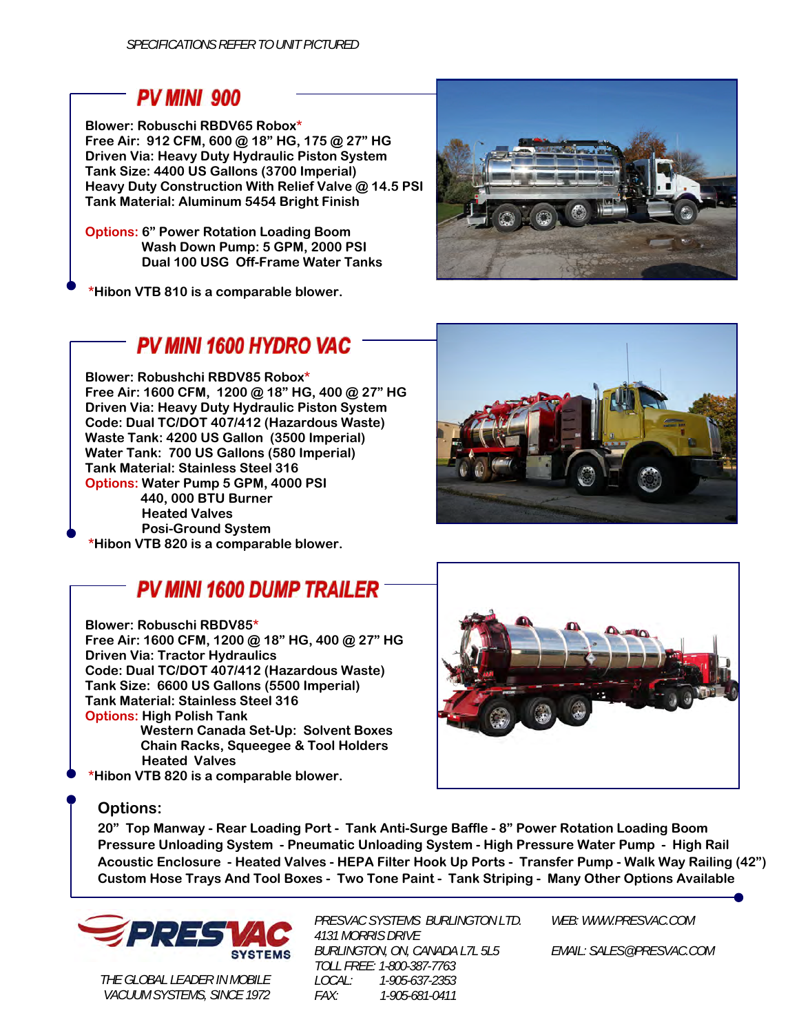*SPECIFICATIONS REFER TO UNIT PICTURED*

## PV MINI 900

**Blower: Robuschi RBDV65 Robox***
**Free Air: 912 CFM, 600 @ 18" HG, 175 @ 27" HG**
**Driven Via: Heavy Duty Hydraulic Piston System**
**Tank Size: 4400 US Gallons (3700 Imperial)**
**Heavy Duty Construction With Relief Valve @ 14.5 PSI**
**Tank Material: Aluminum 5454 Bright Finish**

**Options: 6" Power Rotation Loading Boom**
**Wash Down Pump: 5 GPM, 2000 PSI**
**Dual 100 USG Off-Frame Water Tanks**

***Hibon VTB 810 is a comparable blower.**

## PV MINI 1600 HYDRO VAC

**Blower: Robushchi RBDV85 Robox***
**Free Air: 1600 CFM, 1200 @ 18" HG, 400 @ 27" HG**
**Driven Via: Heavy Duty Hydraulic Piston System**
**Code: Dual TC/DOT 407/412 (Hazardous Waste)**
**Waste Tank: 4200 US Gallon (3500 Imperial)**
**Water Tank: 700 US Gallons (580 Imperial)**
**Tank Material: Stainless Steel 316**
**Options: Water Pump 5 GPM, 4000 PSI**
**440, 000 BTU Burner**
**Heated Valves**
**Posi-Ground System**
***Hibon VTB 820 is a comparable blower.**

## PV MINI 1600 DUMP TRAILER

**Blower: Robuschi RBDV85***
**Free Air: 1600 CFM, 1200 @ 18" HG, 400 @ 27" HG**
**Driven Via: Tractor Hydraulics**
**Code: Dual TC/DOT 407/412 (Hazardous Waste)**
**Tank Size: 6600 US Gallons (5500 Imperial)**
**Tank Material: Stainless Steel 316**
**Options: High Polish Tank**
**Western Canada Set-Up: Solvent Boxes**
**Chain Racks, Squeegee & Tool Holders**
**Heated Valves**
***Hibon VTB 820 is a comparable blower.**

### Options:

**20" Top Manway - Rear Loading Port - Tank Anti-Surge Baffle - 8" Power Rotation Loading Boom Pressure Unloading System - Pneumatic Unloading System - High Pressure Water Pump - High Rail Acoustic Enclosure - Heated Valves - HEPA Filter Hook Up Ports - Transfer Pump - Walk Way Railing (42") Custom Hose Trays And Tool Boxes - Two Tone Paint - Tank Striping - Many Other Options Available**

PRESVAC SYSTEMS

*THE GLOBAL LEADER IN MOBILE VACUUM SYSTEMS, SINCE 1972*

*PRESVAC SYSTEMS BURLINGTON LTD.*
*4131 MORRIS DRIVE*
*BURLINGTON, ON, CANADA L7L 5L5*
*TOLL FREE: 1-800-387-7763*
*LOCAL: 1-905-637-2353*
*FAX: 1-905-681-0411*

*WEB: WWW.PRESVAC.COM*

*EMAIL: SALES@PRESVAC.COM*